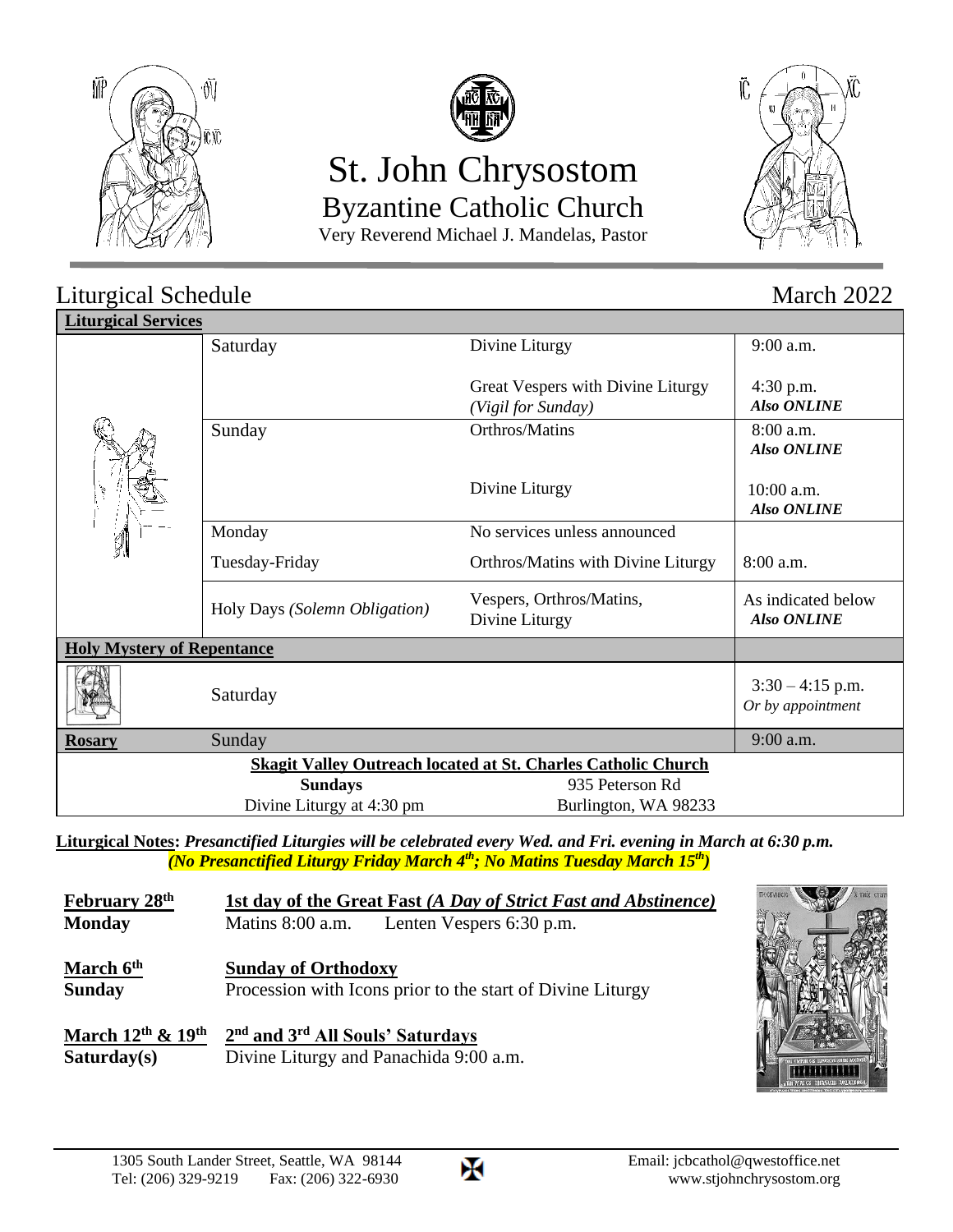# St. John Chrysostom

## Byzantine Catholic Church

Very Reverend Michael J. Mandelas, Pastor

## Liturgical Schedule

March 2022

| **Liturgical Services** | | | |
|---|---|---|---|
| | Saturday | Divine Liturgy | 9:00 a.m. |
| | | Great Vespers with Divine Liturgy *(Vigil for Sunday)* | 4:30 p.m. ***Also ONLINE*** |
| | Sunday | Orthros/Matins | 8:00 a.m. ***Also ONLINE*** |
| | | Divine Liturgy | 10:00 a.m. ***Also ONLINE*** |
| | Monday | No services unless announced | |
| | Tuesday-Friday | Orthros/Matins with Divine Liturgy | 8:00 a.m. |
| | Holy Days *(Solemn Obligation)* | Vespers, Orthros/Matins, Divine Liturgy | As indicated below ***Also ONLINE*** |
| **Holy Mystery of Repentance** | | | |
| | Saturday | | 3:30 – 4:15 p.m. *Or by appointment* |
| **Rosary** | Sunday | | 9:00 a.m. |
| **Skagit Valley Outreach located at St. Charles Catholic Church** | | | |
| **Sundays** | | 935 Peterson Rd | |
| Divine Liturgy at 4:30 pm | | Burlington, WA 98233 | |

**Liturgical Notes:** ***Presanctified Liturgies will be celebrated every Wed. and Fri. evening in March at 6:30 p.m.*** ***(No Presanctified Liturgy Friday March 4th; No Matins Tuesday March 15th)***

**February 28th**
**Monday**
**1st day of the Great Fast *(A Day of Strict Fast and Abstinence)***
Matins 8:00 a.m. Lenten Vespers 6:30 p.m.

**March 6th**
**Sunday**
**Sunday of Orthodoxy**
Procession with Icons prior to the start of Divine Liturgy

**March 12th & 19th**
**Saturday(s)**
**2nd and 3rd All Souls' Saturdays**
Divine Liturgy and Panachida 9:00 a.m.

1305 South Lander Street, Seattle, WA 98144
Tel: (206) 329-9219 Fax: (206) 322-6930
Email: jcbcathol@qwestoffice.net
www.stjohnchrysostom.org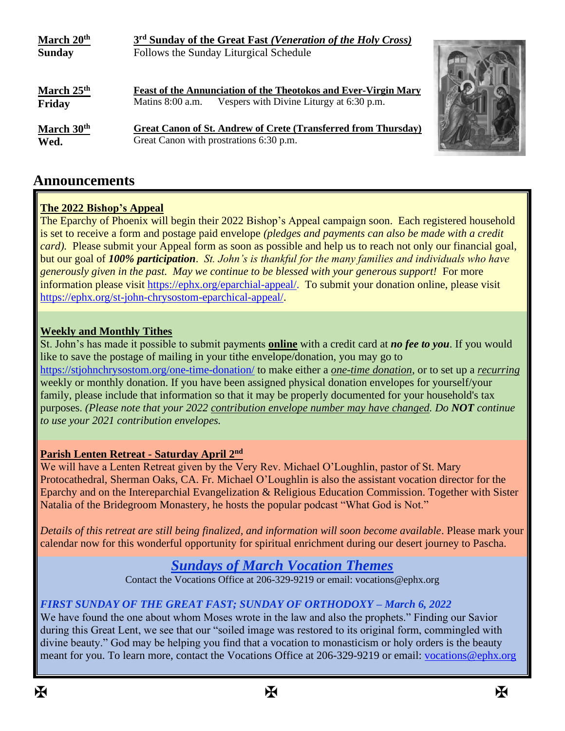| | |
|---|---|
| **March 20th Sunday** | **3rd Sunday of the Great Fast *(Veneration of the Holy Cross)*** Follows the Sunday Liturgical Schedule |
| **March 25th Friday** | **Feast of the Annunciation of the Theotokos and Ever-Virgin Mary** Matins 8:00 a.m. Vespers with Divine Liturgy at 6:30 p.m. |
| **March 30th Wed.** | **Great Canon of St. Andrew of Crete (Transferred from Thursday)** Great Canon with prostrations 6:30 p.m. |

## Announcements

**The 2022 Bishop's Appeal**

The Eparchy of Phoenix will begin their 2022 Bishop's Appeal campaign soon. Each registered household is set to receive a form and postage paid envelope *(pledges and payments can also be made with a credit card).* Please submit your Appeal form as soon as possible and help us to reach not only our financial goal, but our goal of ***100% participation***. *St. John's is thankful for the many families and individuals who have generously given in the past. May we continue to be blessed with your generous support!* For more information please visit https://ephx.org/eparchial-appeal/. To submit your donation online, please visit https://ephx.org/st-john-chrysostom-eparchical-appeal/.

**Weekly and Monthly Tithes**

St. John's has made it possible to submit payments **online** with a credit card at ***no fee to you***. If you would like to save the postage of mailing in your tithe envelope/donation, you may go to https://stjohnchrysostom.org/one-time-donation/ to make either a *one-time donation*, or to set up a *recurring* weekly or monthly donation. If you have been assigned physical donation envelopes for yourself/your family, please include that information so that it may be properly documented for your household's tax purposes. *(Please note that your 2022 contribution envelope number may have changed. Do **NOT** continue to use your 2021 contribution envelopes.*

**Parish Lenten Retreat - Saturday April 2nd**

We will have a Lenten Retreat given by the Very Rev. Michael O'Loughlin, pastor of St. Mary Protocathedral, Sherman Oaks, CA. Fr. Michael O'Loughlin is also the assistant vocation director for the Eparchy and on the Intereparchial Evangelization & Religious Education Commission. Together with Sister Natalia of the Bridegroom Monastery, he hosts the popular podcast "What God is Not."

*Details of this retreat are still being finalized, and information will soon become available*. Please mark your calendar now for this wonderful opportunity for spiritual enrichment during our desert journey to Pascha.

### *Sundays of March Vocation Themes*

Contact the Vocations Office at 206-329-9219 or email: vocations@ephx.org

*FIRST SUNDAY OF THE GREAT FAST; SUNDAY OF ORTHODOXY – March 6, 2022*

We have found the one about whom Moses wrote in the law and also the prophets." Finding our Savior during this Great Lent, we see that our "soiled image was restored to its original form, commingled with divine beauty." God may be helping you find that a vocation to monasticism or holy orders is the beauty meant for you. To learn more, contact the Vocations Office at 206-329-9219 or email: vocations@ephx.org

✠ ✠ ✠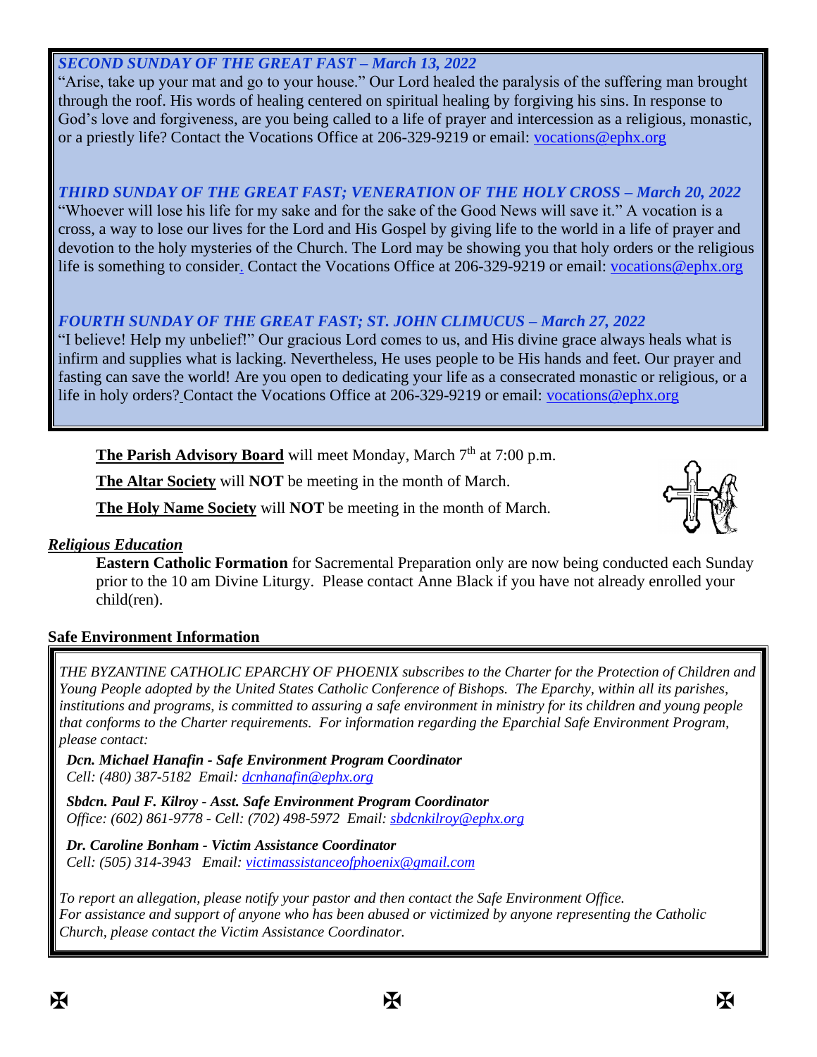***SECOND SUNDAY OF THE GREAT FAST – March 13, 2022***

"Arise, take up your mat and go to your house." Our Lord healed the paralysis of the suffering man brought through the roof. His words of healing centered on spiritual healing by forgiving his sins. In response to God's love and forgiveness, are you being called to a life of prayer and intercession as a religious, monastic, or a priestly life? Contact the Vocations Office at 206-329-9219 or email: vocations@ephx.org

***THIRD SUNDAY OF THE GREAT FAST; VENERATION OF THE HOLY CROSS – March 20, 2022***

"Whoever will lose his life for my sake and for the sake of the Good News will save it." A vocation is a cross, a way to lose our lives for the Lord and His Gospel by giving life to the world in a life of prayer and devotion to the holy mysteries of the Church. The Lord may be showing you that holy orders or the religious life is something to consider. Contact the Vocations Office at 206-329-9219 or email: vocations@ephx.org

***FOURTH SUNDAY OF THE GREAT FAST; ST. JOHN CLIMUCUS – March 27, 2022***

"I believe! Help my unbelief!" Our gracious Lord comes to us, and His divine grace always heals what is infirm and supplies what is lacking. Nevertheless, He uses people to be His hands and feet. Our prayer and fasting can save the world! Are you open to dedicating your life as a consecrated monastic or religious, or a life in holy orders? Contact the Vocations Office at 206-329-9219 or email: vocations@ephx.org

**The Parish Advisory Board** will meet Monday, March 7th at 7:00 p.m.

**The Altar Society** will **NOT** be meeting in the month of March.

**The Holy Name Society** will **NOT** be meeting in the month of March.

***Religious Education***

**Eastern Catholic Formation** for Sacremental Preparation only are now being conducted each Sunday prior to the 10 am Divine Liturgy. Please contact Anne Black if you have not already enrolled your child(ren).

**Safe Environment Information**

*THE BYZANTINE CATHOLIC EPARCHY OF PHOENIX subscribes to the Charter for the Protection of Children and Young People adopted by the United States Catholic Conference of Bishops. The Eparchy, within all its parishes, institutions and programs, is committed to assuring a safe environment in ministry for its children and young people that conforms to the Charter requirements. For information regarding the Eparchial Safe Environment Program, please contact:*

***Dcn. Michael Hanafin - Safe Environment Program Coordinator***
*Cell: (480) 387-5182 Email: dcnhanafin@ephx.org*

***Sbdcn. Paul F. Kilroy - Asst. Safe Environment Program Coordinator***
*Office: (602) 861-9778 - Cell: (702) 498-5972 Email: sbdcnkilroy@ephx.org*

***Dr. Caroline Bonham - Victim Assistance Coordinator***
*Cell: (505) 314-3943 Email: victimassistanceofphoenix@gmail.com*

*To report an allegation, please notify your pastor and then contact the Safe Environment Office.*
*For assistance and support of anyone who has been abused or victimized by anyone representing the Catholic Church, please contact the Victim Assistance Coordinator.*